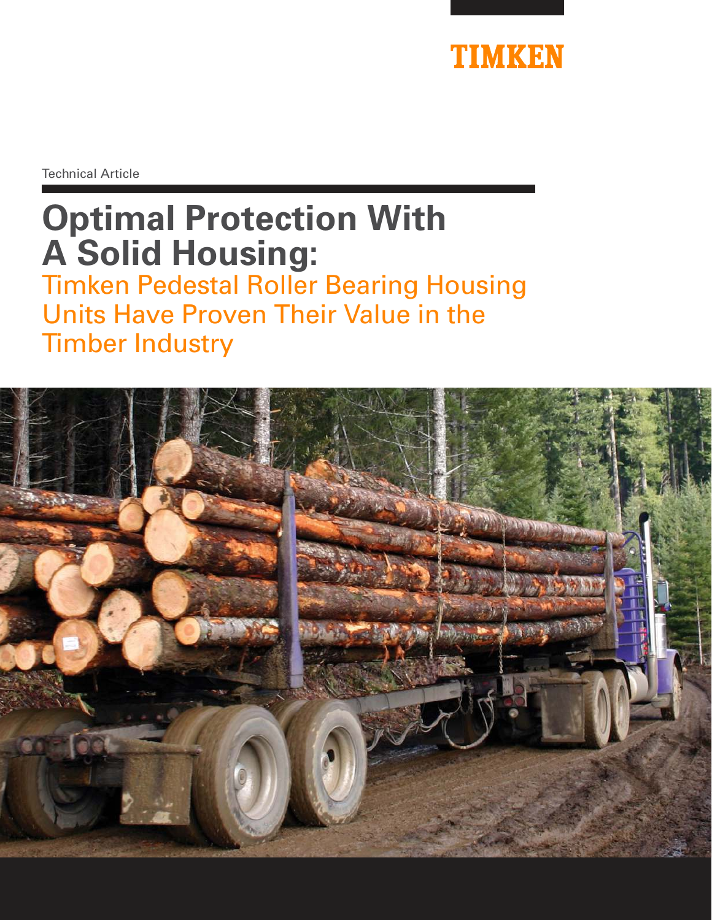TIMKEN

Technical Article

# Optimal Protection With A Solid Housing:

## Timken Pedestal Roller Bearing Housing Units Have Proven Their Value in the Timber Industry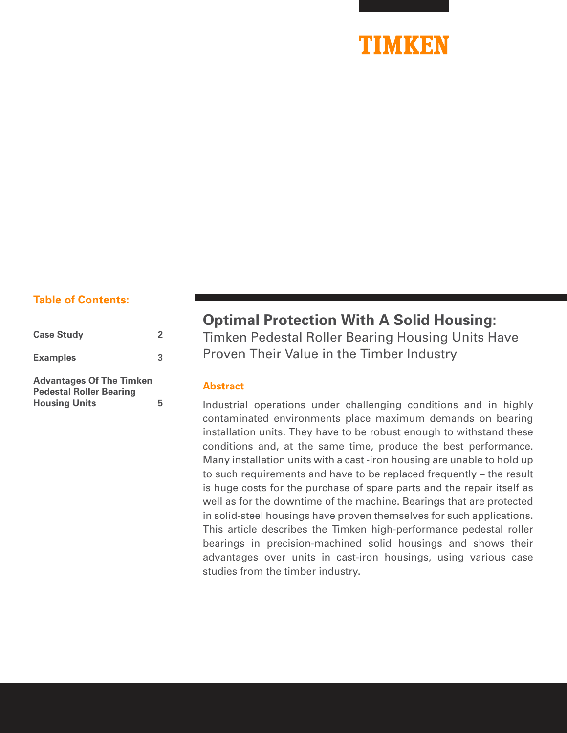TIMKEN

**Table of Contents:**

| | |
|---|---|
| **Case Study** | **2** |
| **Examples** | **3** |
| **Advantages Of The Timken Pedestal Roller Bearing Housing Units** | **5** |

# Optimal Protection With A Solid Housing:

## Timken Pedestal Roller Bearing Housing Units Have Proven Their Value in the Timber Industry

### Abstract

Industrial operations under challenging conditions and in highly contaminated environments place maximum demands on bearing installation units. They have to be robust enough to withstand these conditions and, at the same time, produce the best performance. Many installation units with a cast -iron housing are unable to hold up to such requirements and have to be replaced frequently – the result is huge costs for the purchase of spare parts and the repair itself as well as for the downtime of the machine. Bearings that are protected in solid-steel housings have proven themselves for such applications. This article describes the Timken high-performance pedestal roller bearings in precision-machined solid housings and shows their advantages over units in cast-iron housings, using various case studies from the timber industry.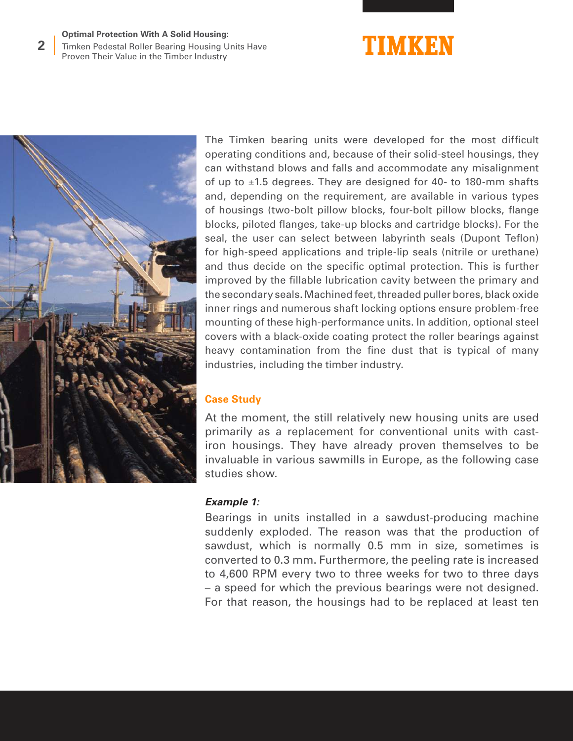The Timken bearing units were developed for the most difficult operating conditions and, because of their solid-steel housings, they can withstand blows and falls and accommodate any misalignment of up to ±1.5 degrees. They are designed for 40- to 180-mm shafts and, depending on the requirement, are available in various types of housings (two-bolt pillow blocks, four-bolt pillow blocks, flange blocks, piloted flanges, take-up blocks and cartridge blocks). For the seal, the user can select between labyrinth seals (Dupont Teflon) for high-speed applications and triple-lip seals (nitrile or urethane) and thus decide on the specific optimal protection. This is further improved by the fillable lubrication cavity between the primary and the secondary seals. Machined feet, threaded puller bores, black oxide inner rings and numerous shaft locking options ensure problem-free mounting of these high-performance units. In addition, optional steel covers with a black-oxide coating protect the roller bearings against heavy contamination from the fine dust that is typical of many industries, including the timber industry.

## Case Study

At the moment, the still relatively new housing units are used primarily as a replacement for conventional units with cast-iron housings. They have already proven themselves to be invaluable in various sawmills in Europe, as the following case studies show.

***Example 1:***

Bearings in units installed in a sawdust-producing machine suddenly exploded. The reason was that the production of sawdust, which is normally 0.5 mm in size, sometimes is converted to 0.3 mm. Furthermore, the peeling rate is increased to 4,600 RPM every two to three weeks for two to three days – a speed for which the previous bearings were not designed. For that reason, the housings had to be replaced at least ten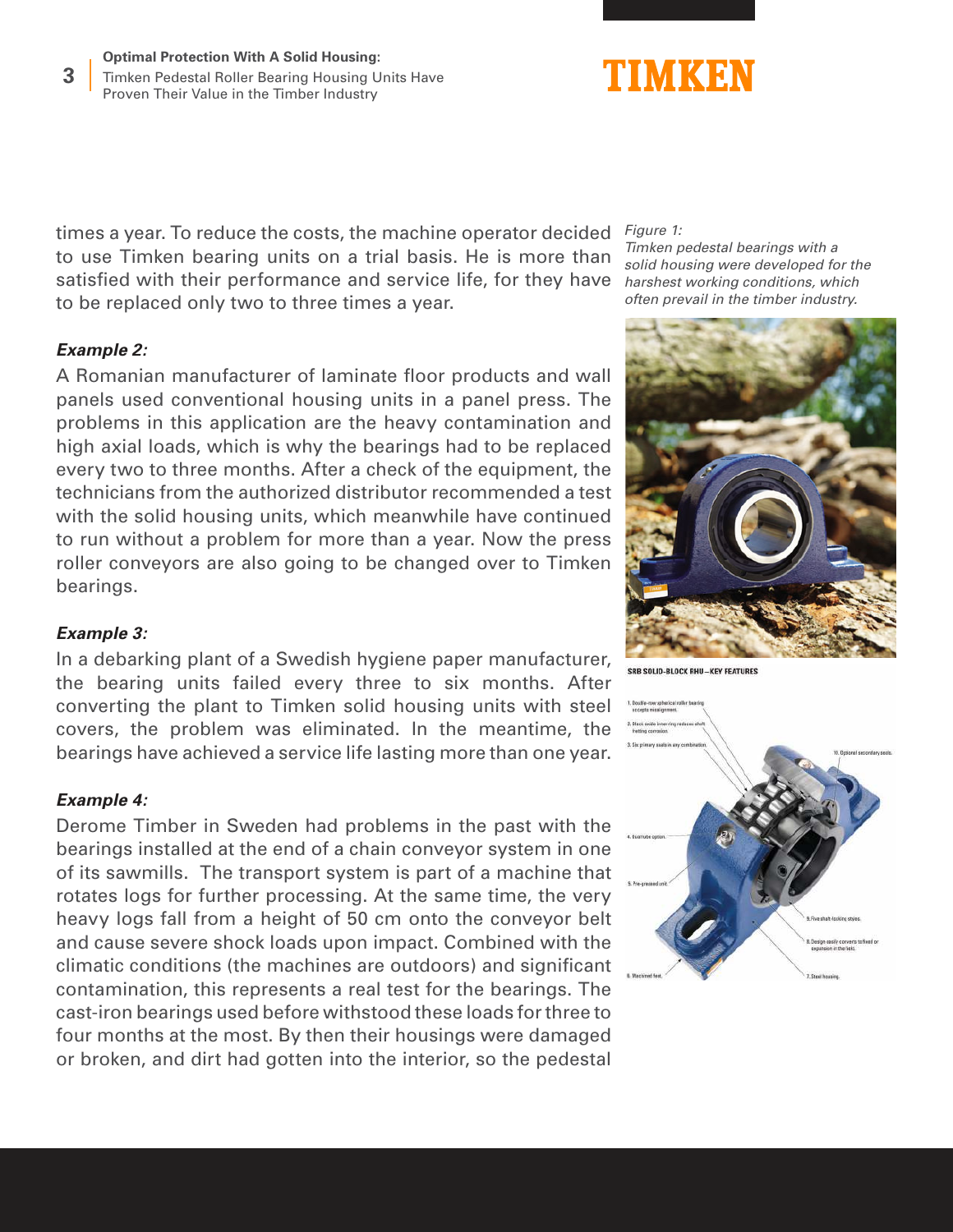times a year. To reduce the costs, the machine operator decided to use Timken bearing units on a trial basis. He is more than satisfied with their performance and service life, for they have to be replaced only two to three times a year.

***Example 2:***

A Romanian manufacturer of laminate floor products and wall panels used conventional housing units in a panel press. The problems in this application are the heavy contamination and high axial loads, which is why the bearings had to be replaced every two to three months. After a check of the equipment, the technicians from the authorized distributor recommended a test with the solid housing units, which meanwhile have continued to run without a problem for more than a year. Now the press roller conveyors are also going to be changed over to Timken bearings.

***Example 3:***

In a debarking plant of a Swedish hygiene paper manufacturer, the bearing units failed every three to six months. After converting the plant to Timken solid housing units with steel covers, the problem was eliminated. In the meantime, the bearings have achieved a service life lasting more than one year.

***Example 4:***

Derome Timber in Sweden had problems in the past with the bearings installed at the end of a chain conveyor system in one of its sawmills. The transport system is part of a machine that rotates logs for further processing. At the same time, the very heavy logs fall from a height of 50 cm onto the conveyor belt and cause severe shock loads upon impact. Combined with the climatic conditions (the machines are outdoors) and significant contamination, this represents a real test for the bearings. The cast-iron bearings used before withstood these loads for three to four months at the most. By then their housings were damaged or broken, and dirt had gotten into the interior, so the pedestal

*Figure 1:*
*Timken pedestal bearings with a solid housing were developed for the harshest working conditions, which often prevail in the timber industry.*

SRB SOLID-BLOCK RHU – KEY FEATURES

1. Double-row spherical roller bearing accepts misalignment.
2. Black oxide inner ring reduces shaft fretting corrosion.
3. Six primary seals in any combination.
4. Dual lube option.
5. Pre-greased unit.
6. Machined feet.
7. Steel housing.
8. Design easily converts to fixed or expansion in the field.
9. Five shaft-locking styles.
10. Optional secondary seals.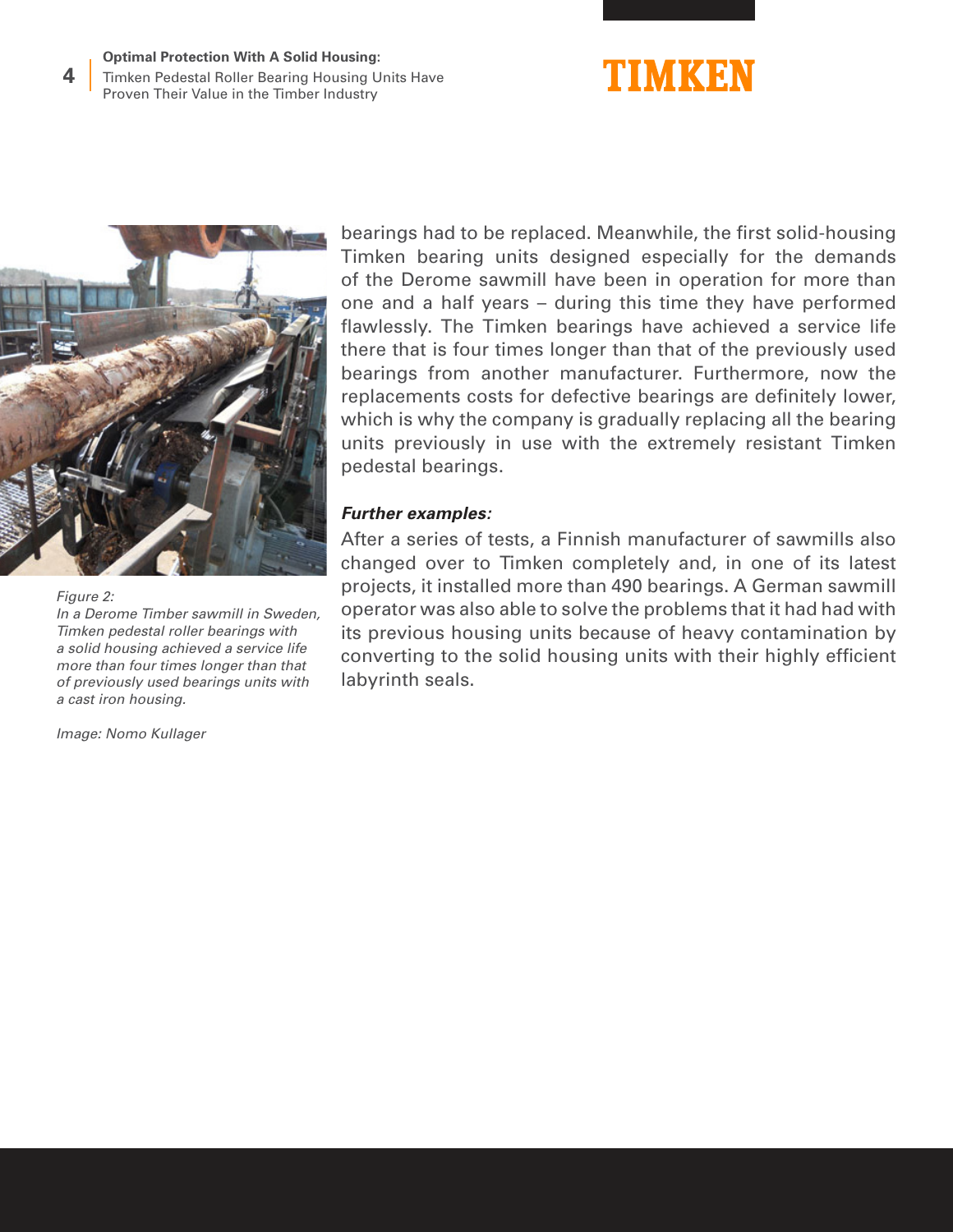bearings had to be replaced. Meanwhile, the first solid-housing Timken bearing units designed especially for the demands of the Derome sawmill have been in operation for more than one and a half years – during this time they have performed flawlessly. The Timken bearings have achieved a service life there that is four times longer than that of the previously used bearings from another manufacturer. Furthermore, now the replacements costs for defective bearings are definitely lower, which is why the company is gradually replacing all the bearing units previously in use with the extremely resistant Timken pedestal bearings.

*Figure 2:*
*In a Derome Timber sawmill in Sweden, Timken pedestal roller bearings with a solid housing achieved a service life more than four times longer than that of previously used bearings units with a cast iron housing.*

*Image: Nomo Kullager*

***Further examples:***

After a series of tests, a Finnish manufacturer of sawmills also changed over to Timken completely and, in one of its latest projects, it installed more than 490 bearings. A German sawmill operator was also able to solve the problems that it had had with its previous housing units because of heavy contamination by converting to the solid housing units with their highly efficient labyrinth seals.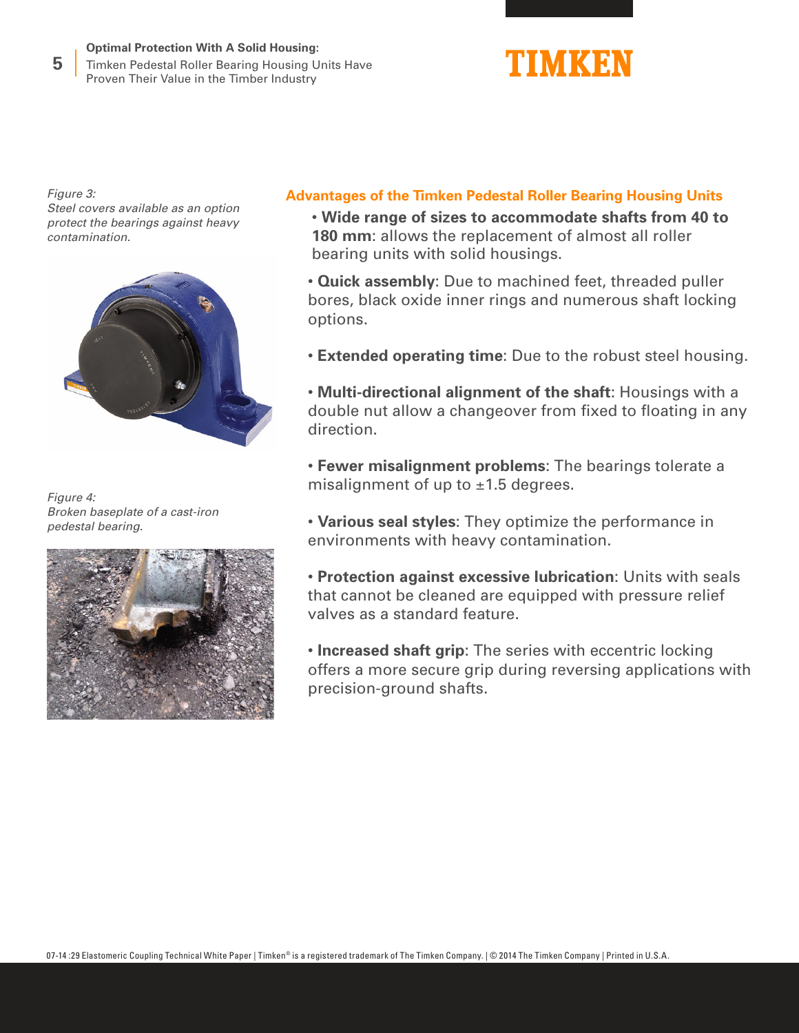*Figure 3:*
*Steel covers available as an option protect the bearings against heavy contamination.*

*Figure 4:*
*Broken baseplate of a cast-iron pedestal bearing.*

## Advantages of the Timken Pedestal Roller Bearing Housing Units

- **Wide range of sizes to accommodate shafts from 40 to 180 mm**: allows the replacement of almost all roller bearing units with solid housings.
- **Quick assembly**: Due to machined feet, threaded puller bores, black oxide inner rings and numerous shaft locking options.
- **Extended operating time**: Due to the robust steel housing.
- **Multi-directional alignment of the shaft**: Housings with a double nut allow a changeover from fixed to floating in any direction.
- **Fewer misalignment problems**: The bearings tolerate a misalignment of up to ±1.5 degrees.
- **Various seal styles**: They optimize the performance in environments with heavy contamination.
- **Protection against excessive lubrication**: Units with seals that cannot be cleaned are equipped with pressure relief valves as a standard feature.
- **Increased shaft grip**: The series with eccentric locking offers a more secure grip during reversing applications with precision-ground shafts.

07-14 :29 Elastomeric Coupling Technical White Paper | Timken® is a registered trademark of The Timken Company. | © 2014 The Timken Company | Printed in U.S.A.